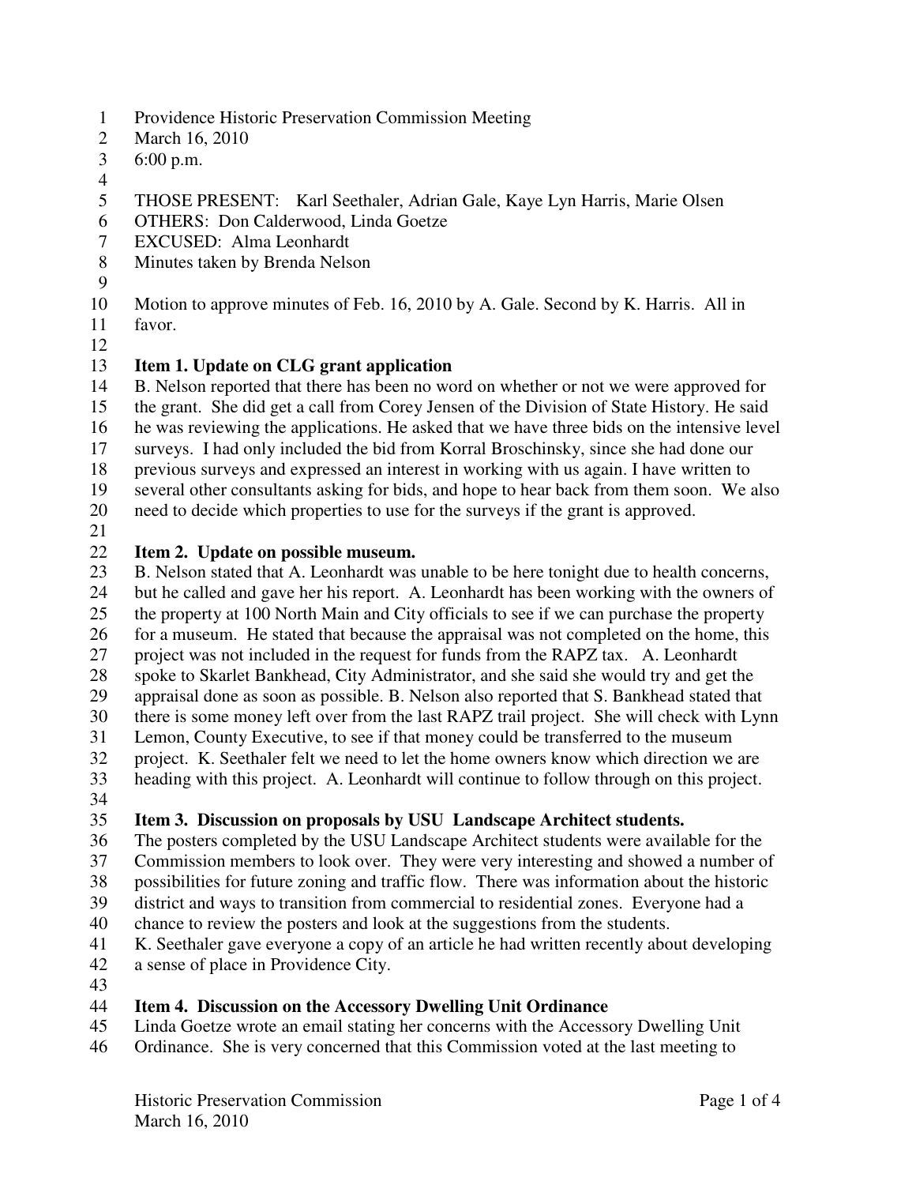Providence Historic Preservation Commission Meeting
March 16, 2010
6:00 p.m.

THOSE PRESENT: Karl Seethaler, Adrian Gale, Kaye Lyn Harris, Marie Olsen
OTHERS: Don Calderwood, Linda Goetze
EXCUSED: Alma Leonhardt
Minutes taken by Brenda Nelson

Motion to approve minutes of Feb. 16, 2010 by A. Gale. Second by K. Harris. All in favor.

**Item 1. Update on CLG grant application**

B. Nelson reported that there has been no word on whether or not we were approved for the grant. She did get a call from Corey Jensen of the Division of State History. He said he was reviewing the applications. He asked that we have three bids on the intensive level surveys. I had only included the bid from Korral Broschinsky, since she had done our previous surveys and expressed an interest in working with us again. I have written to several other consultants asking for bids, and hope to hear back from them soon. We also need to decide which properties to use for the surveys if the grant is approved.

**Item 2. Update on possible museum.**

B. Nelson stated that A. Leonhardt was unable to be here tonight due to health concerns, but he called and gave her his report. A. Leonhardt has been working with the owners of the property at 100 North Main and City officials to see if we can purchase the property for a museum. He stated that because the appraisal was not completed on the home, this project was not included in the request for funds from the RAPZ tax. A. Leonhardt spoke to Skarlet Bankhead, City Administrator, and she said she would try and get the appraisal done as soon as possible. B. Nelson also reported that S. Bankhead stated that there is some money left over from the last RAPZ trail project. She will check with Lynn Lemon, County Executive, to see if that money could be transferred to the museum project. K. Seethaler felt we need to let the home owners know which direction we are heading with this project. A. Leonhardt will continue to follow through on this project.

**Item 3. Discussion on proposals by USU Landscape Architect students.**

The posters completed by the USU Landscape Architect students were available for the Commission members to look over. They were very interesting and showed a number of possibilities for future zoning and traffic flow. There was information about the historic district and ways to transition from commercial to residential zones. Everyone had a chance to review the posters and look at the suggestions from the students.
K. Seethaler gave everyone a copy of an article he had written recently about developing a sense of place in Providence City.

**Item 4. Discussion on the Accessory Dwelling Unit Ordinance**

Linda Goetze wrote an email stating her concerns with the Accessory Dwelling Unit Ordinance. She is very concerned that this Commission voted at the last meeting to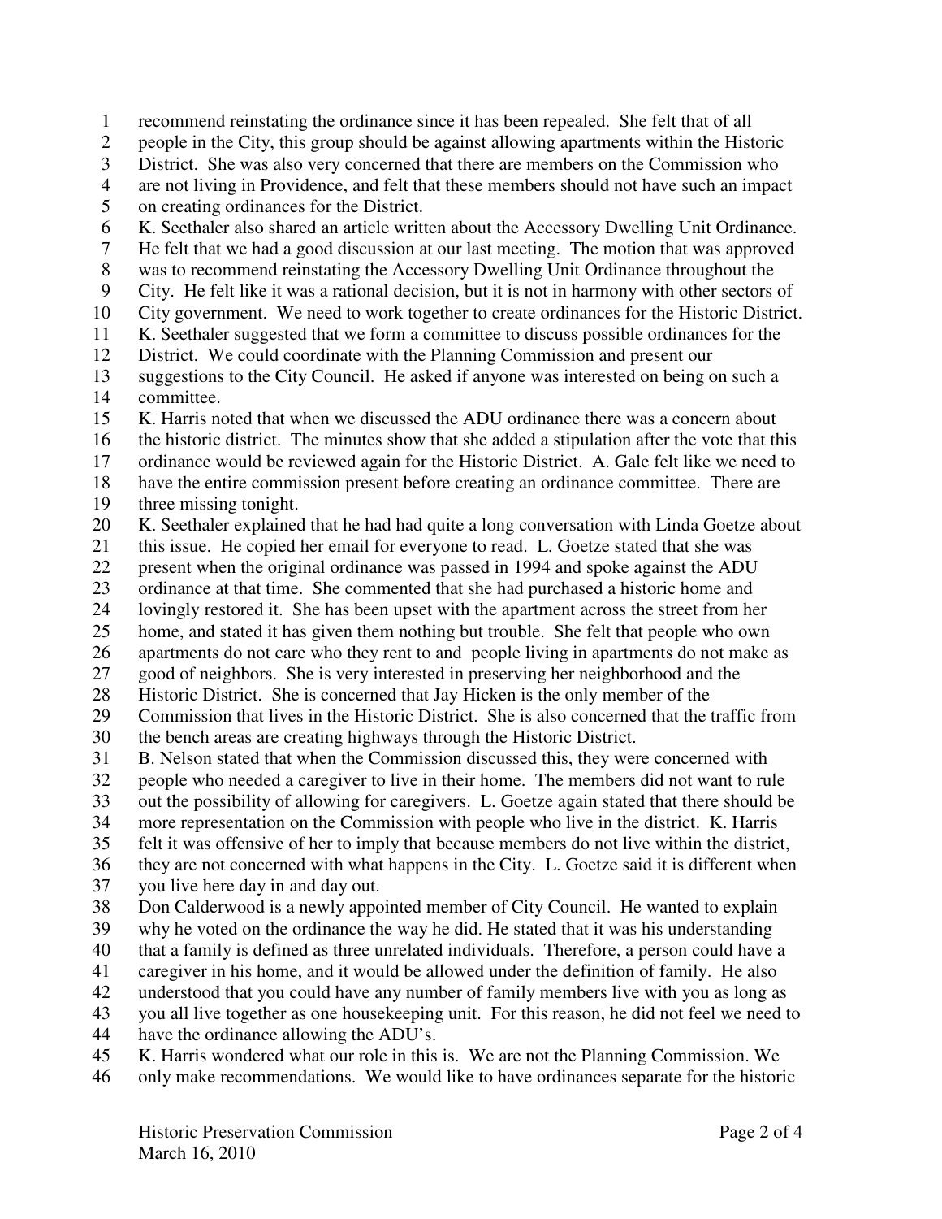recommend reinstating the ordinance since it has been repealed. She felt that of all people in the City, this group should be against allowing apartments within the Historic District. She was also very concerned that there are members on the Commission who are not living in Providence, and felt that these members should not have such an impact on creating ordinances for the District.

K. Seethaler also shared an article written about the Accessory Dwelling Unit Ordinance. He felt that we had a good discussion at our last meeting. The motion that was approved was to recommend reinstating the Accessory Dwelling Unit Ordinance throughout the City. He felt like it was a rational decision, but it is not in harmony with other sectors of City government. We need to work together to create ordinances for the Historic District. K. Seethaler suggested that we form a committee to discuss possible ordinances for the District. We could coordinate with the Planning Commission and present our suggestions to the City Council. He asked if anyone was interested on being on such a committee.

K. Harris noted that when we discussed the ADU ordinance there was a concern about the historic district. The minutes show that she added a stipulation after the vote that this ordinance would be reviewed again for the Historic District. A. Gale felt like we need to have the entire commission present before creating an ordinance committee. There are three missing tonight.

K. Seethaler explained that he had had quite a long conversation with Linda Goetze about this issue. He copied her email for everyone to read. L. Goetze stated that she was present when the original ordinance was passed in 1994 and spoke against the ADU ordinance at that time. She commented that she had purchased a historic home and lovingly restored it. She has been upset with the apartment across the street from her home, and stated it has given them nothing but trouble. She felt that people who own apartments do not care who they rent to and people living in apartments do not make as good of neighbors. She is very interested in preserving her neighborhood and the Historic District. She is concerned that Jay Hicken is the only member of the Commission that lives in the Historic District. She is also concerned that the traffic from the bench areas are creating highways through the Historic District.

B. Nelson stated that when the Commission discussed this, they were concerned with people who needed a caregiver to live in their home. The members did not want to rule out the possibility of allowing for caregivers. L. Goetze again stated that there should be more representation on the Commission with people who live in the district. K. Harris felt it was offensive of her to imply that because members do not live within the district, they are not concerned with what happens in the City. L. Goetze said it is different when you live here day in and day out.

Don Calderwood is a newly appointed member of City Council. He wanted to explain why he voted on the ordinance the way he did. He stated that it was his understanding that a family is defined as three unrelated individuals. Therefore, a person could have a caregiver in his home, and it would be allowed under the definition of family. He also understood that you could have any number of family members live with you as long as you all live together as one housekeeping unit. For this reason, he did not feel we need to have the ordinance allowing the ADU's.

K. Harris wondered what our role in this is. We are not the Planning Commission. We only make recommendations. We would like to have ordinances separate for the historic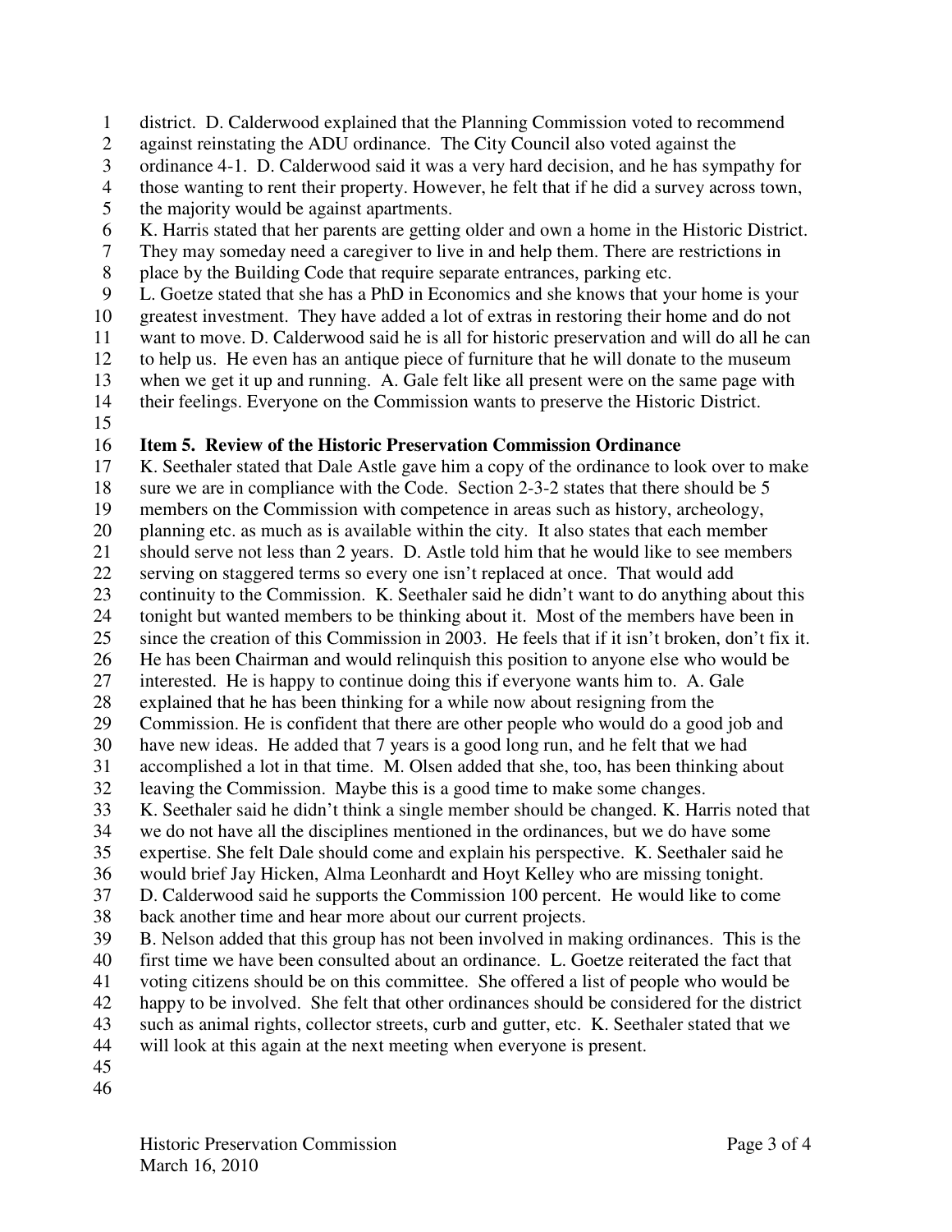district. D. Calderwood explained that the Planning Commission voted to recommend against reinstating the ADU ordinance. The City Council also voted against the ordinance 4-1. D. Calderwood said it was a very hard decision, and he has sympathy for those wanting to rent their property. However, he felt that if he did a survey across town, the majority would be against apartments.

K. Harris stated that her parents are getting older and own a home in the Historic District. They may someday need a caregiver to live in and help them. There are restrictions in place by the Building Code that require separate entrances, parking etc.

L. Goetze stated that she has a PhD in Economics and she knows that your home is your greatest investment. They have added a lot of extras in restoring their home and do not want to move. D. Calderwood said he is all for historic preservation and will do all he can to help us. He even has an antique piece of furniture that he will donate to the museum when we get it up and running. A. Gale felt like all present were on the same page with their feelings. Everyone on the Commission wants to preserve the Historic District.

**Item 5. Review of the Historic Preservation Commission Ordinance**

K. Seethaler stated that Dale Astle gave him a copy of the ordinance to look over to make sure we are in compliance with the Code. Section 2-3-2 states that there should be 5 members on the Commission with competence in areas such as history, archeology, planning etc. as much as is available within the city. It also states that each member should serve not less than 2 years. D. Astle told him that he would like to see members serving on staggered terms so every one isn't replaced at once. That would add continuity to the Commission. K. Seethaler said he didn't want to do anything about this tonight but wanted members to be thinking about it. Most of the members have been in since the creation of this Commission in 2003. He feels that if it isn't broken, don't fix it. He has been Chairman and would relinquish this position to anyone else who would be interested. He is happy to continue doing this if everyone wants him to. A. Gale explained that he has been thinking for a while now about resigning from the Commission. He is confident that there are other people who would do a good job and have new ideas. He added that 7 years is a good long run, and he felt that we had accomplished a lot in that time. M. Olsen added that she, too, has been thinking about leaving the Commission. Maybe this is a good time to make some changes.

K. Seethaler said he didn't think a single member should be changed. K. Harris noted that we do not have all the disciplines mentioned in the ordinances, but we do have some expertise. She felt Dale should come and explain his perspective. K. Seethaler said he would brief Jay Hicken, Alma Leonhardt and Hoyt Kelley who are missing tonight.

D. Calderwood said he supports the Commission 100 percent. He would like to come back another time and hear more about our current projects.

B. Nelson added that this group has not been involved in making ordinances. This is the first time we have been consulted about an ordinance. L. Goetze reiterated the fact that voting citizens should be on this committee. She offered a list of people who would be happy to be involved. She felt that other ordinances should be considered for the district such as animal rights, collector streets, curb and gutter, etc. K. Seethaler stated that we will look at this again at the next meeting when everyone is present.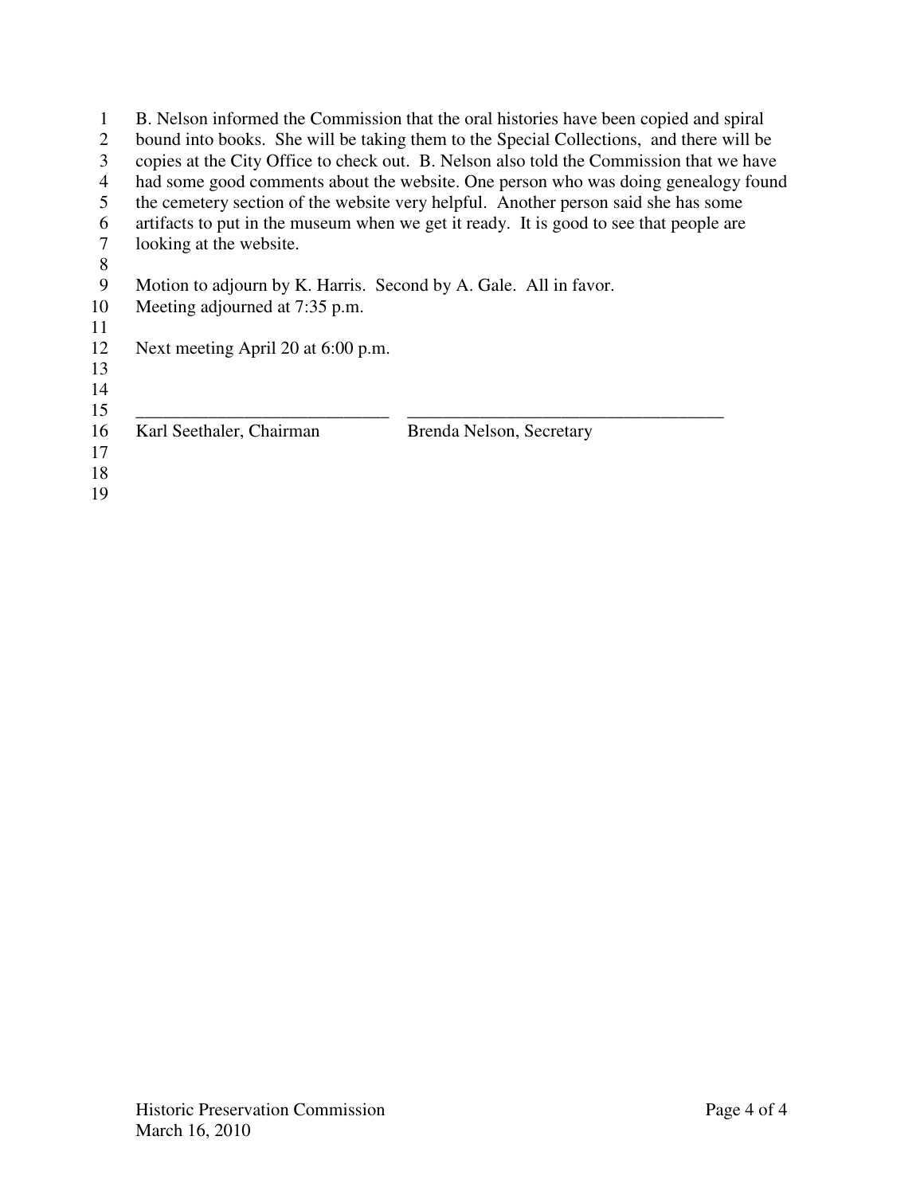B. Nelson informed the Commission that the oral histories have been copied and spiral bound into books. She will be taking them to the Special Collections, and there will be copies at the City Office to check out. B. Nelson also told the Commission that we have had some good comments about the website. One person who was doing genealogy found the cemetery section of the website very helpful. Another person said she has some artifacts to put in the museum when we get it ready. It is good to see that people are looking at the website.

Motion to adjourn by K. Harris. Second by A. Gale. All in favor.
Meeting adjourned at 7:35 p.m.

Next meeting April 20 at 6:00 p.m.

_____________________________ ____________________________________
Karl Seethaler, Chairman Brenda Nelson, Secretary